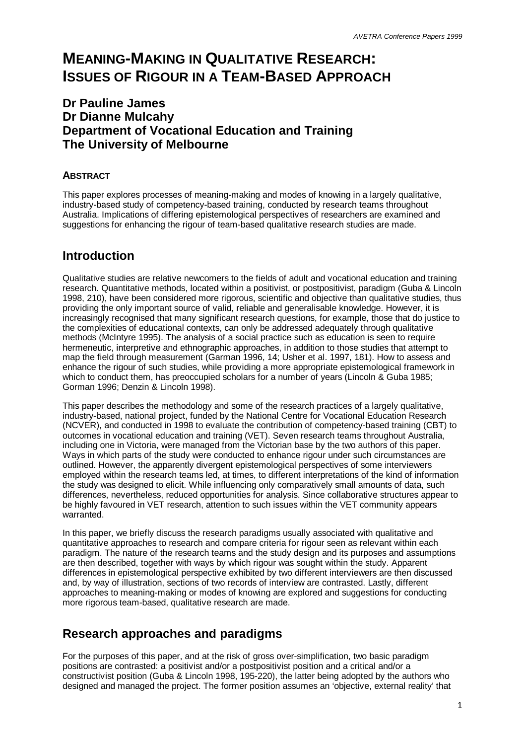# MEANING-MAKING IN QUALITATIVE RESEARCH: ISSUES OF RIGOUR IN A TEAM-BASED APPROACH

**Dr Pauline James**
**Dr Dianne Mulcahy**
**Department of Vocational Education and Training**
**The University of Melbourne**

### ABSTRACT

This paper explores processes of meaning-making and modes of knowing in a largely qualitative, industry-based study of competency-based training, conducted by research teams throughout Australia. Implications of differing epistemological perspectives of researchers are examined and suggestions for enhancing the rigour of team-based qualitative research studies are made.

## Introduction

Qualitative studies are relative newcomers to the fields of adult and vocational education and training research. Quantitative methods, located within a positivist, or postpositivist, paradigm (Guba & Lincoln 1998, 210), have been considered more rigorous, scientific and objective than qualitative studies, thus providing the only important source of valid, reliable and generalisable knowledge. However, it is increasingly recognised that many significant research questions, for example, those that do justice to the complexities of educational contexts, can only be addressed adequately through qualitative methods (McIntyre 1995). The analysis of a social practice such as education is seen to require hermeneutic, interpretive and ethnographic approaches, in addition to those studies that attempt to map the field through measurement (Garman 1996, 14; Usher et al. 1997, 181). How to assess and enhance the rigour of such studies, while providing a more appropriate epistemological framework in which to conduct them, has preoccupied scholars for a number of years (Lincoln & Guba 1985; Gorman 1996; Denzin & Lincoln 1998).

This paper describes the methodology and some of the research practices of a largely qualitative, industry-based, national project, funded by the National Centre for Vocational Education Research (NCVER), and conducted in 1998 to evaluate the contribution of competency-based training (CBT) to outcomes in vocational education and training (VET). Seven research teams throughout Australia, including one in Victoria, were managed from the Victorian base by the two authors of this paper. Ways in which parts of the study were conducted to enhance rigour under such circumstances are outlined. However, the apparently divergent epistemological perspectives of some interviewers employed within the research teams led, at times, to different interpretations of the kind of information the study was designed to elicit. While influencing only comparatively small amounts of data, such differences, nevertheless, reduced opportunities for analysis. Since collaborative structures appear to be highly favoured in VET research, attention to such issues within the VET community appears warranted.

In this paper, we briefly discuss the research paradigms usually associated with qualitative and quantitative approaches to research and compare criteria for rigour seen as relevant within each paradigm. The nature of the research teams and the study design and its purposes and assumptions are then described, together with ways by which rigour was sought within the study. Apparent differences in epistemological perspective exhibited by two different interviewers are then discussed and, by way of illustration, sections of two records of interview are contrasted. Lastly, different approaches to meaning-making or modes of knowing are explored and suggestions for conducting more rigorous team-based, qualitative research are made.

## Research approaches and paradigms

For the purposes of this paper, and at the risk of gross over-simplification, two basic paradigm positions are contrasted: a positivist and/or a postpositivist position and a critical and/or a constructivist position (Guba & Lincoln 1998, 195-220), the latter being adopted by the authors who designed and managed the project. The former position assumes an 'objective, external reality' that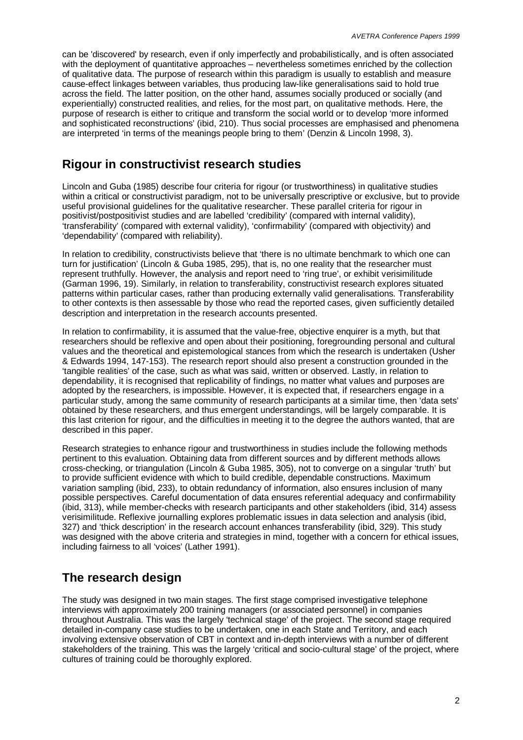can be 'discovered' by research, even if only imperfectly and probabilistically, and is often associated with the deployment of quantitative approaches – nevertheless sometimes enriched by the collection of qualitative data. The purpose of research within this paradigm is usually to establish and measure cause-effect linkages between variables, thus producing law-like generalisations said to hold true across the field. The latter position, on the other hand, assumes socially produced or socially (and experientially) constructed realities, and relies, for the most part, on qualitative methods. Here, the purpose of research is either to critique and transform the social world or to develop 'more informed and sophisticated reconstructions' (ibid, 210). Thus social processes are emphasised and phenomena are interpreted 'in terms of the meanings people bring to them' (Denzin & Lincoln 1998, 3).

## Rigour in constructivist research studies

Lincoln and Guba (1985) describe four criteria for rigour (or trustworthiness) in qualitative studies within a critical or constructivist paradigm, not to be universally prescriptive or exclusive, but to provide useful provisional guidelines for the qualitative researcher. These parallel criteria for rigour in positivist/postpositivist studies and are labelled 'credibility' (compared with internal validity), 'transferability' (compared with external validity), 'confirmability' (compared with objectivity) and 'dependability' (compared with reliability).

In relation to credibility, constructivists believe that 'there is no ultimate benchmark to which one can turn for justification' (Lincoln & Guba 1985, 295), that is, no one reality that the researcher must represent truthfully. However, the analysis and report need to 'ring true', or exhibit verisimilitude (Garman 1996, 19). Similarly, in relation to transferability, constructivist research explores situated patterns within particular cases, rather than producing externally valid generalisations. Transferability to other contexts is then assessable by those who read the reported cases, given sufficiently detailed description and interpretation in the research accounts presented.

In relation to confirmability, it is assumed that the value-free, objective enquirer is a myth, but that researchers should be reflexive and open about their positioning, foregrounding personal and cultural values and the theoretical and epistemological stances from which the research is undertaken (Usher & Edwards 1994, 147-153). The research report should also present a construction grounded in the 'tangible realities' of the case, such as what was said, written or observed. Lastly, in relation to dependability, it is recognised that replicability of findings, no matter what values and purposes are adopted by the researchers, is impossible. However, it is expected that, if researchers engage in a particular study, among the same community of research participants at a similar time, then 'data sets' obtained by these researchers, and thus emergent understandings, will be largely comparable. It is this last criterion for rigour, and the difficulties in meeting it to the degree the authors wanted, that are described in this paper.

Research strategies to enhance rigour and trustworthiness in studies include the following methods pertinent to this evaluation. Obtaining data from different sources and by different methods allows cross-checking, or triangulation (Lincoln & Guba 1985, 305), not to converge on a singular 'truth' but to provide sufficient evidence with which to build credible, dependable constructions. Maximum variation sampling (ibid, 233), to obtain redundancy of information, also ensures inclusion of many possible perspectives. Careful documentation of data ensures referential adequacy and confirmability (ibid, 313), while member-checks with research participants and other stakeholders (ibid, 314) assess verisimilitude. Reflexive journalling explores problematic issues in data selection and analysis (ibid, 327) and 'thick description' in the research account enhances transferability (ibid, 329). This study was designed with the above criteria and strategies in mind, together with a concern for ethical issues, including fairness to all 'voices' (Lather 1991).

## The research design

The study was designed in two main stages. The first stage comprised investigative telephone interviews with approximately 200 training managers (or associated personnel) in companies throughout Australia. This was the largely 'technical stage' of the project. The second stage required detailed in-company case studies to be undertaken, one in each State and Territory, and each involving extensive observation of CBT in context and in-depth interviews with a number of different stakeholders of the training. This was the largely 'critical and socio-cultural stage' of the project, where cultures of training could be thoroughly explored.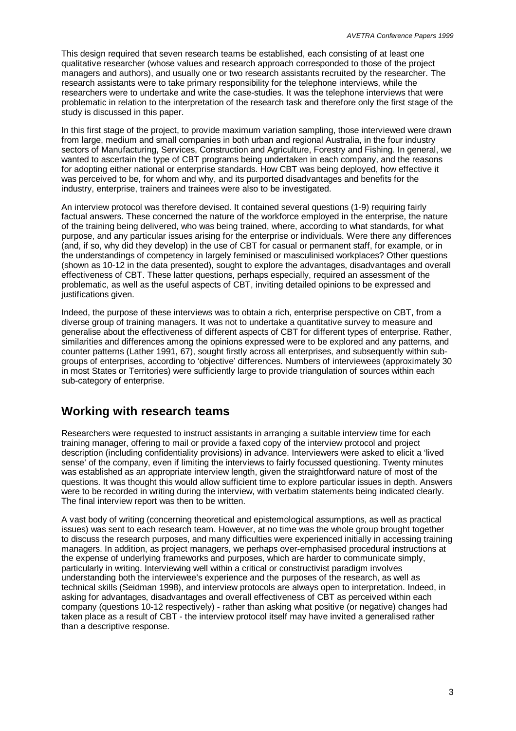This design required that seven research teams be established, each consisting of at least one qualitative researcher (whose values and research approach corresponded to those of the project managers and authors), and usually one or two research assistants recruited by the researcher. The research assistants were to take primary responsibility for the telephone interviews, while the researchers were to undertake and write the case-studies. It was the telephone interviews that were problematic in relation to the interpretation of the research task and therefore only the first stage of the study is discussed in this paper.

In this first stage of the project, to provide maximum variation sampling, those interviewed were drawn from large, medium and small companies in both urban and regional Australia, in the four industry sectors of Manufacturing, Services, Construction and Agriculture, Forestry and Fishing. In general, we wanted to ascertain the type of CBT programs being undertaken in each company, and the reasons for adopting either national or enterprise standards. How CBT was being deployed, how effective it was perceived to be, for whom and why, and its purported disadvantages and benefits for the industry, enterprise, trainers and trainees were also to be investigated.

An interview protocol was therefore devised. It contained several questions (1-9) requiring fairly factual answers. These concerned the nature of the workforce employed in the enterprise, the nature of the training being delivered, who was being trained, where, according to what standards, for what purpose, and any particular issues arising for the enterprise or individuals. Were there any differences (and, if so, why did they develop) in the use of CBT for casual or permanent staff, for example, or in the understandings of competency in largely feminised or masculinised workplaces? Other questions (shown as 10-12 in the data presented), sought to explore the advantages, disadvantages and overall effectiveness of CBT. These latter questions, perhaps especially, required an assessment of the problematic, as well as the useful aspects of CBT, inviting detailed opinions to be expressed and justifications given.

Indeed, the purpose of these interviews was to obtain a rich, enterprise perspective on CBT, from a diverse group of training managers. It was not to undertake a quantitative survey to measure and generalise about the effectiveness of different aspects of CBT for different types of enterprise. Rather, similarities and differences among the opinions expressed were to be explored and any patterns, and counter patterns (Lather 1991, 67), sought firstly across all enterprises, and subsequently within sub-groups of enterprises, according to 'objective' differences. Numbers of interviewees (approximately 30 in most States or Territories) were sufficiently large to provide triangulation of sources within each sub-category of enterprise.

## Working with research teams

Researchers were requested to instruct assistants in arranging a suitable interview time for each training manager, offering to mail or provide a faxed copy of the interview protocol and project description (including confidentiality provisions) in advance. Interviewers were asked to elicit a 'lived sense' of the company, even if limiting the interviews to fairly focussed questioning. Twenty minutes was established as an appropriate interview length, given the straightforward nature of most of the questions. It was thought this would allow sufficient time to explore particular issues in depth. Answers were to be recorded in writing during the interview, with verbatim statements being indicated clearly. The final interview report was then to be written.

A vast body of writing (concerning theoretical and epistemological assumptions, as well as practical issues) was sent to each research team. However, at no time was the whole group brought together to discuss the research purposes, and many difficulties were experienced initially in accessing training managers. In addition, as project managers, we perhaps over-emphasised procedural instructions at the expense of underlying frameworks and purposes, which are harder to communicate simply, particularly in writing. Interviewing well within a critical or constructivist paradigm involves understanding both the interviewee's experience and the purposes of the research, as well as technical skills (Seidman 1998), and interview protocols are always open to interpretation. Indeed, in asking for advantages, disadvantages and overall effectiveness of CBT as perceived within each company (questions 10-12 respectively) - rather than asking what positive (or negative) changes had taken place as a result of CBT - the interview protocol itself may have invited a generalised rather than a descriptive response.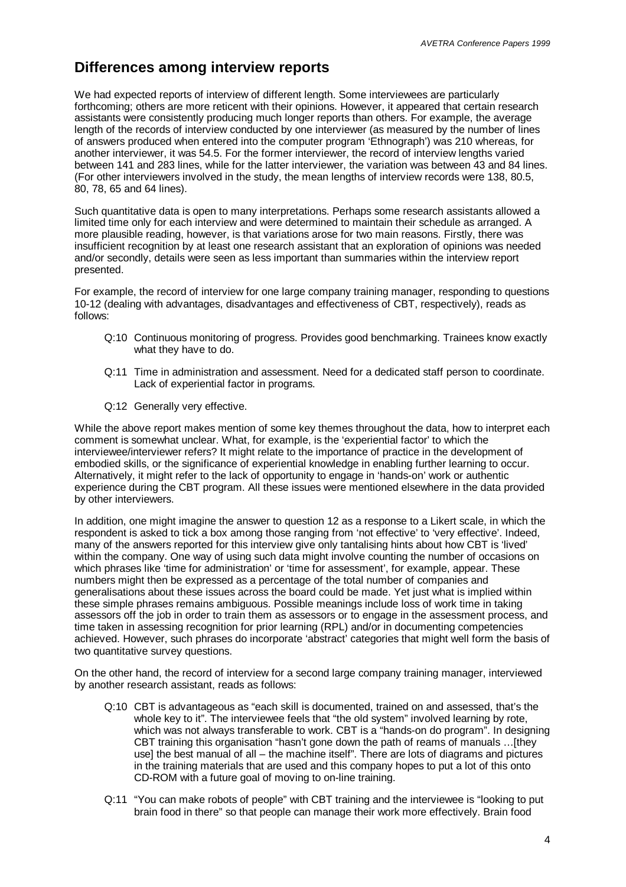## Differences among interview reports

We had expected reports of interview of different length. Some interviewees are particularly forthcoming; others are more reticent with their opinions. However, it appeared that certain research assistants were consistently producing much longer reports than others. For example, the average length of the records of interview conducted by one interviewer (as measured by the number of lines of answers produced when entered into the computer program 'Ethnograph') was 210 whereas, for another interviewer, it was 54.5. For the former interviewer, the record of interview lengths varied between 141 and 283 lines, while for the latter interviewer, the variation was between 43 and 84 lines. (For other interviewers involved in the study, the mean lengths of interview records were 138, 80.5, 80, 78, 65 and 64 lines).

Such quantitative data is open to many interpretations. Perhaps some research assistants allowed a limited time only for each interview and were determined to maintain their schedule as arranged. A more plausible reading, however, is that variations arose for two main reasons. Firstly, there was insufficient recognition by at least one research assistant that an exploration of opinions was needed and/or secondly, details were seen as less important than summaries within the interview report presented.

For example, the record of interview for one large company training manager, responding to questions 10-12 (dealing with advantages, disadvantages and effectiveness of CBT, respectively), reads as follows:

> Q:10 Continuous monitoring of progress. Provides good benchmarking. Trainees know exactly what they have to do.
>
> Q:11 Time in administration and assessment. Need for a dedicated staff person to coordinate. Lack of experiential factor in programs.
>
> Q:12 Generally very effective.

While the above report makes mention of some key themes throughout the data, how to interpret each comment is somewhat unclear. What, for example, is the 'experiential factor' to which the interviewee/interviewer refers? It might relate to the importance of practice in the development of embodied skills, or the significance of experiential knowledge in enabling further learning to occur. Alternatively, it might refer to the lack of opportunity to engage in 'hands-on' work or authentic experience during the CBT program. All these issues were mentioned elsewhere in the data provided by other interviewers.

In addition, one might imagine the answer to question 12 as a response to a Likert scale, in which the respondent is asked to tick a box among those ranging from 'not effective' to 'very effective'. Indeed, many of the answers reported for this interview give only tantalising hints about how CBT is 'lived' within the company. One way of using such data might involve counting the number of occasions on which phrases like 'time for administration' or 'time for assessment', for example, appear. These numbers might then be expressed as a percentage of the total number of companies and generalisations about these issues across the board could be made. Yet just what is implied within these simple phrases remains ambiguous. Possible meanings include loss of work time in taking assessors off the job in order to train them as assessors or to engage in the assessment process, and time taken in assessing recognition for prior learning (RPL) and/or in documenting competencies achieved. However, such phrases do incorporate 'abstract' categories that might well form the basis of two quantitative survey questions.

On the other hand, the record of interview for a second large company training manager, interviewed by another research assistant, reads as follows:

> Q:10 CBT is advantageous as "each skill is documented, trained on and assessed, that's the whole key to it". The interviewee feels that "the old system" involved learning by rote, which was not always transferable to work. CBT is a "hands-on do program". In designing CBT training this organisation "hasn't gone down the path of reams of manuals …[they use] the best manual of all – the machine itself". There are lots of diagrams and pictures in the training materials that are used and this company hopes to put a lot of this onto CD-ROM with a future goal of moving to on-line training.
>
> Q:11 "You can make robots of people" with CBT training and the interviewee is "looking to put brain food in there" so that people can manage their work more effectively. Brain food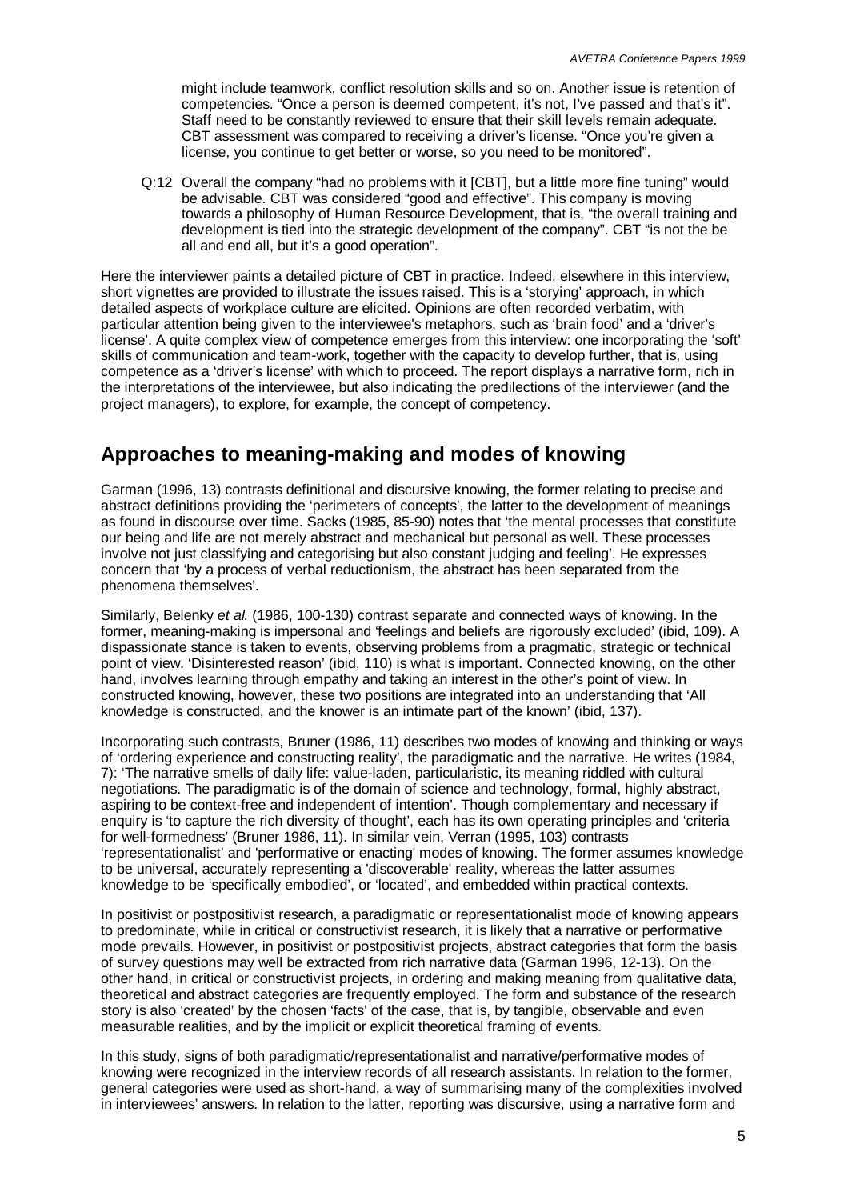might include teamwork, conflict resolution skills and so on. Another issue is retention of competencies. "Once a person is deemed competent, it's not, I've passed and that's it". Staff need to be constantly reviewed to ensure that their skill levels remain adequate. CBT assessment was compared to receiving a driver's license. "Once you're given a license, you continue to get better or worse, so you need to be monitored".

Q:12 Overall the company "had no problems with it [CBT], but a little more fine tuning" would be advisable. CBT was considered "good and effective". This company is moving towards a philosophy of Human Resource Development, that is, "the overall training and development is tied into the strategic development of the company". CBT "is not the be all and end all, but it's a good operation".

Here the interviewer paints a detailed picture of CBT in practice. Indeed, elsewhere in this interview, short vignettes are provided to illustrate the issues raised. This is a 'storying' approach, in which detailed aspects of workplace culture are elicited. Opinions are often recorded verbatim, with particular attention being given to the interviewee's metaphors, such as 'brain food' and a 'driver's license'. A quite complex view of competence emerges from this interview: one incorporating the 'soft' skills of communication and team-work, together with the capacity to develop further, that is, using competence as a 'driver's license' with which to proceed. The report displays a narrative form, rich in the interpretations of the interviewee, but also indicating the predilections of the interviewer (and the project managers), to explore, for example, the concept of competency.

## Approaches to meaning-making and modes of knowing

Garman (1996, 13) contrasts definitional and discursive knowing, the former relating to precise and abstract definitions providing the 'perimeters of concepts', the latter to the development of meanings as found in discourse over time. Sacks (1985, 85-90) notes that 'the mental processes that constitute our being and life are not merely abstract and mechanical but personal as well. These processes involve not just classifying and categorising but also constant judging and feeling'. He expresses concern that 'by a process of verbal reductionism, the abstract has been separated from the phenomena themselves'.

Similarly, Belenky *et al.* (1986, 100-130) contrast separate and connected ways of knowing. In the former, meaning-making is impersonal and 'feelings and beliefs are rigorously excluded' (ibid, 109). A dispassionate stance is taken to events, observing problems from a pragmatic, strategic or technical point of view. 'Disinterested reason' (ibid, 110) is what is important. Connected knowing, on the other hand, involves learning through empathy and taking an interest in the other's point of view. In constructed knowing, however, these two positions are integrated into an understanding that 'All knowledge is constructed, and the knower is an intimate part of the known' (ibid, 137).

Incorporating such contrasts, Bruner (1986, 11) describes two modes of knowing and thinking or ways of 'ordering experience and constructing reality', the paradigmatic and the narrative. He writes (1984, 7): 'The narrative smells of daily life: value-laden, particularistic, its meaning riddled with cultural negotiations. The paradigmatic is of the domain of science and technology, formal, highly abstract, aspiring to be context-free and independent of intention'. Though complementary and necessary if enquiry is 'to capture the rich diversity of thought', each has its own operating principles and 'criteria for well-formedness' (Bruner 1986, 11). In similar vein, Verran (1995, 103) contrasts 'representationalist' and 'performative or enacting' modes of knowing. The former assumes knowledge to be universal, accurately representing a 'discoverable' reality, whereas the latter assumes knowledge to be 'specifically embodied', or 'located', and embedded within practical contexts.

In positivist or postpositivist research, a paradigmatic or representationalist mode of knowing appears to predominate, while in critical or constructivist research, it is likely that a narrative or performative mode prevails. However, in positivist or postpositivist projects, abstract categories that form the basis of survey questions may well be extracted from rich narrative data (Garman 1996, 12-13). On the other hand, in critical or constructivist projects, in ordering and making meaning from qualitative data, theoretical and abstract categories are frequently employed. The form and substance of the research story is also 'created' by the chosen 'facts' of the case, that is, by tangible, observable and even measurable realities, and by the implicit or explicit theoretical framing of events.

In this study, signs of both paradigmatic/representationalist and narrative/performative modes of knowing were recognized in the interview records of all research assistants. In relation to the former, general categories were used as short-hand, a way of summarising many of the complexities involved in interviewees' answers. In relation to the latter, reporting was discursive, using a narrative form and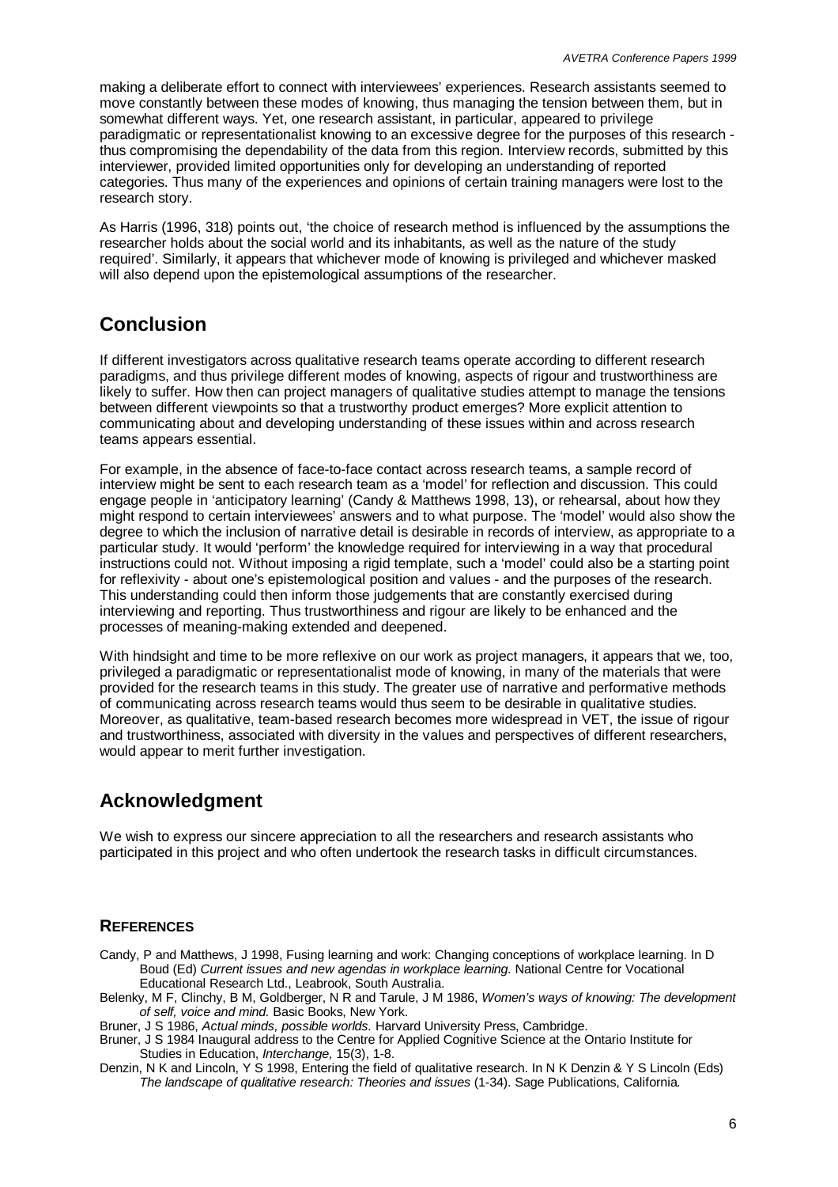making a deliberate effort to connect with interviewees' experiences. Research assistants seemed to move constantly between these modes of knowing, thus managing the tension between them, but in somewhat different ways. Yet, one research assistant, in particular, appeared to privilege paradigmatic or representationalist knowing to an excessive degree for the purposes of this research - thus compromising the dependability of the data from this region. Interview records, submitted by this interviewer, provided limited opportunities only for developing an understanding of reported categories. Thus many of the experiences and opinions of certain training managers were lost to the research story.

As Harris (1996, 318) points out, 'the choice of research method is influenced by the assumptions the researcher holds about the social world and its inhabitants, as well as the nature of the study required'. Similarly, it appears that whichever mode of knowing is privileged and whichever masked will also depend upon the epistemological assumptions of the researcher.

## Conclusion

If different investigators across qualitative research teams operate according to different research paradigms, and thus privilege different modes of knowing, aspects of rigour and trustworthiness are likely to suffer. How then can project managers of qualitative studies attempt to manage the tensions between different viewpoints so that a trustworthy product emerges? More explicit attention to communicating about and developing understanding of these issues within and across research teams appears essential.

For example, in the absence of face-to-face contact across research teams, a sample record of interview might be sent to each research team as a 'model' for reflection and discussion. This could engage people in 'anticipatory learning' (Candy & Matthews 1998, 13), or rehearsal, about how they might respond to certain interviewees' answers and to what purpose. The 'model' would also show the degree to which the inclusion of narrative detail is desirable in records of interview, as appropriate to a particular study. It would 'perform' the knowledge required for interviewing in a way that procedural instructions could not. Without imposing a rigid template, such a 'model' could also be a starting point for reflexivity - about one's epistemological position and values - and the purposes of the research. This understanding could then inform those judgements that are constantly exercised during interviewing and reporting. Thus trustworthiness and rigour are likely to be enhanced and the processes of meaning-making extended and deepened.

With hindsight and time to be more reflexive on our work as project managers, it appears that we, too, privileged a paradigmatic or representationalist mode of knowing, in many of the materials that were provided for the research teams in this study. The greater use of narrative and performative methods of communicating across research teams would thus seem to be desirable in qualitative studies. Moreover, as qualitative, team-based research becomes more widespread in VET, the issue of rigour and trustworthiness, associated with diversity in the values and perspectives of different researchers, would appear to merit further investigation.

## Acknowledgment

We wish to express our sincere appreciation to all the researchers and research assistants who participated in this project and who often undertook the research tasks in difficult circumstances.

### References

Candy, P and Matthews, J 1998, Fusing learning and work: Changing conceptions of workplace learning. In D Boud (Ed) *Current issues and new agendas in workplace learning.* National Centre for Vocational Educational Research Ltd., Leabrook, South Australia.

Belenky, M F, Clinchy, B M, Goldberger, N R and Tarule, J M 1986, *Women's ways of knowing: The development of self, voice and mind.* Basic Books, New York.

Bruner, J S 1986, *Actual minds, possible worlds.* Harvard University Press, Cambridge.

Bruner, J S 1984 Inaugural address to the Centre for Applied Cognitive Science at the Ontario Institute for Studies in Education, *Interchange,* 15(3), 1-8.

Denzin, N K and Lincoln, Y S 1998, Entering the field of qualitative research. In N K Denzin & Y S Lincoln (Eds) *The landscape of qualitative research: Theories and issues* (1-34). Sage Publications, California.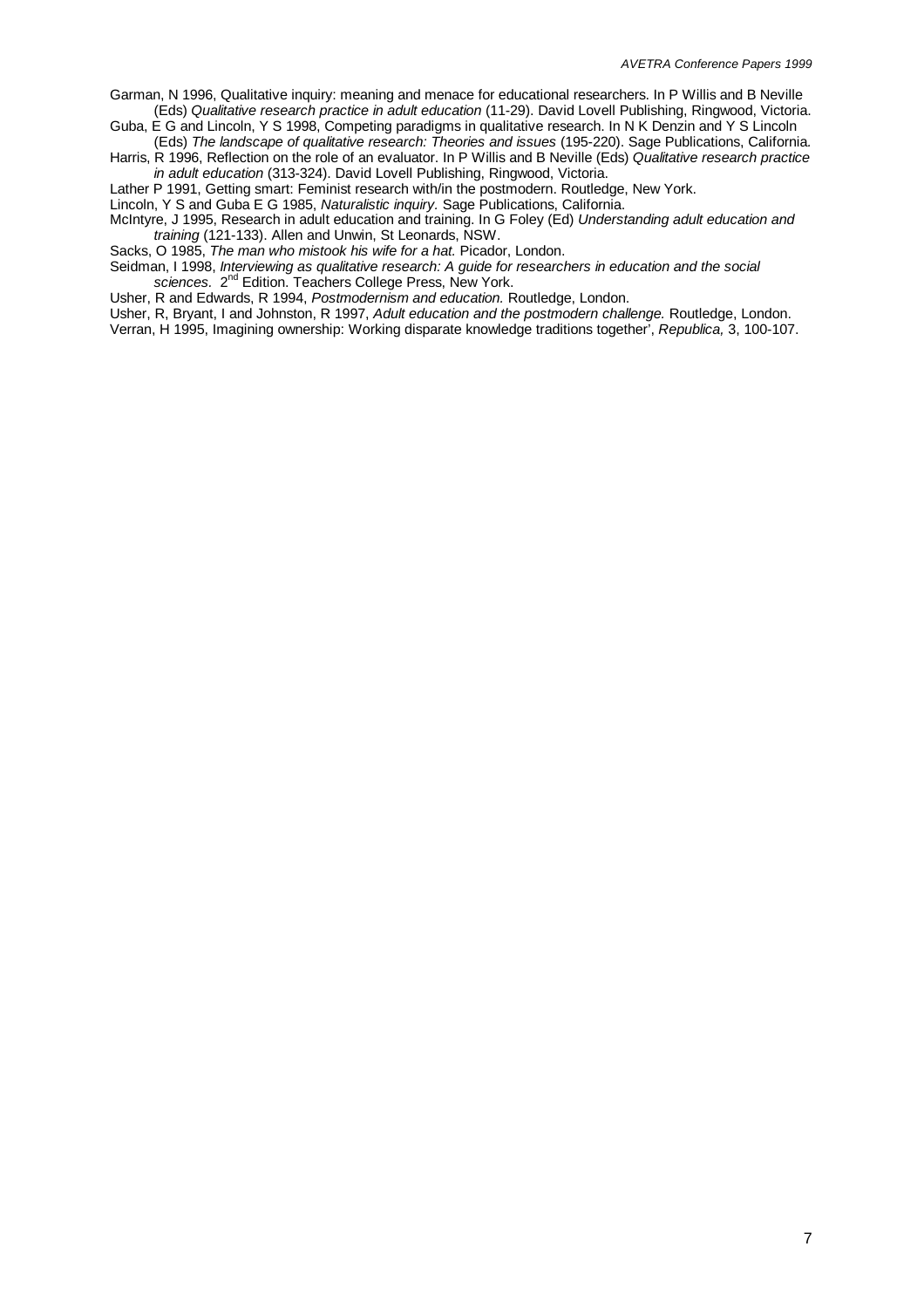Garman, N 1996, Qualitative inquiry: meaning and menace for educational researchers. In P Willis and B Neville (Eds) *Qualitative research practice in adult education* (11-29). David Lovell Publishing, Ringwood, Victoria.

Guba, E G and Lincoln, Y S 1998, Competing paradigms in qualitative research. In N K Denzin and Y S Lincoln (Eds) *The landscape of qualitative research: Theories and issues* (195-220). Sage Publications, California.

Harris, R 1996, Reflection on the role of an evaluator. In P Willis and B Neville (Eds) *Qualitative research practice in adult education* (313-324). David Lovell Publishing, Ringwood, Victoria.

Lather P 1991, Getting smart: Feminist research with/in the postmodern. Routledge, New York.

Lincoln, Y S and Guba E G 1985, *Naturalistic inquiry*. Sage Publications, California.

McIntyre, J 1995, Research in adult education and training. In G Foley (Ed) *Understanding adult education and training* (121-133). Allen and Unwin, St Leonards, NSW.

Sacks, O 1985, *The man who mistook his wife for a hat.* Picador, London.

Seidman, I 1998, *Interviewing as qualitative research: A guide for researchers in education and the social sciences.* 2nd Edition. Teachers College Press, New York.

Usher, R and Edwards, R 1994, *Postmodernism and education.* Routledge, London.

Usher, R, Bryant, I and Johnston, R 1997, *Adult education and the postmodern challenge.* Routledge, London.

Verran, H 1995, Imagining ownership: Working disparate knowledge traditions together', *Republica,* 3, 100-107.